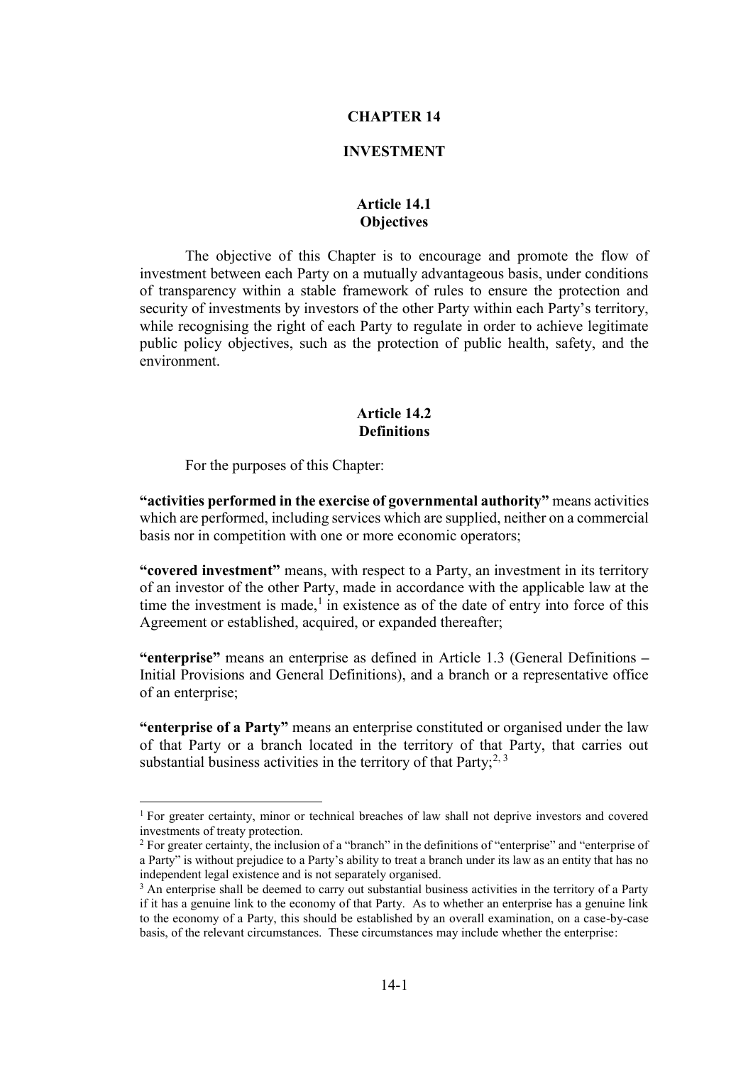# CHAPTER 14

# INVESTMENT

## Article 14.1
## Objectives

The objective of this Chapter is to encourage and promote the flow of investment between each Party on a mutually advantageous basis, under conditions of transparency within a stable framework of rules to ensure the protection and security of investments by investors of the other Party within each Party's territory, while recognising the right of each Party to regulate in order to achieve legitimate public policy objectives, such as the protection of public health, safety, and the environment.

## Article 14.2
## Definitions

For the purposes of this Chapter:

**"activities performed in the exercise of governmental authority"** means activities which are performed, including services which are supplied, neither on a commercial basis nor in competition with one or more economic operators;

**"covered investment"** means, with respect to a Party, an investment in its territory of an investor of the other Party, made in accordance with the applicable law at the time the investment is made,[1] in existence as of the date of entry into force of this Agreement or established, acquired, or expanded thereafter;

**"enterprise"** means an enterprise as defined in Article 1.3 (General Definitions – Initial Provisions and General Definitions), and a branch or a representative office of an enterprise;

**"enterprise of a Party"** means an enterprise constituted or organised under the law of that Party or a branch located in the territory of that Party, that carries out substantial business activities in the territory of that Party;[2, 3]

---

[1] For greater certainty, minor or technical breaches of law shall not deprive investors and covered investments of treaty protection.

[2] For greater certainty, the inclusion of a "branch" in the definitions of "enterprise" and "enterprise of a Party" is without prejudice to a Party's ability to treat a branch under its law as an entity that has no independent legal existence and is not separately organised.

[3] An enterprise shall be deemed to carry out substantial business activities in the territory of a Party if it has a genuine link to the economy of that Party. As to whether an enterprise has a genuine link to the economy of a Party, this should be established by an overall examination, on a case-by-case basis, of the relevant circumstances. These circumstances may include whether the enterprise: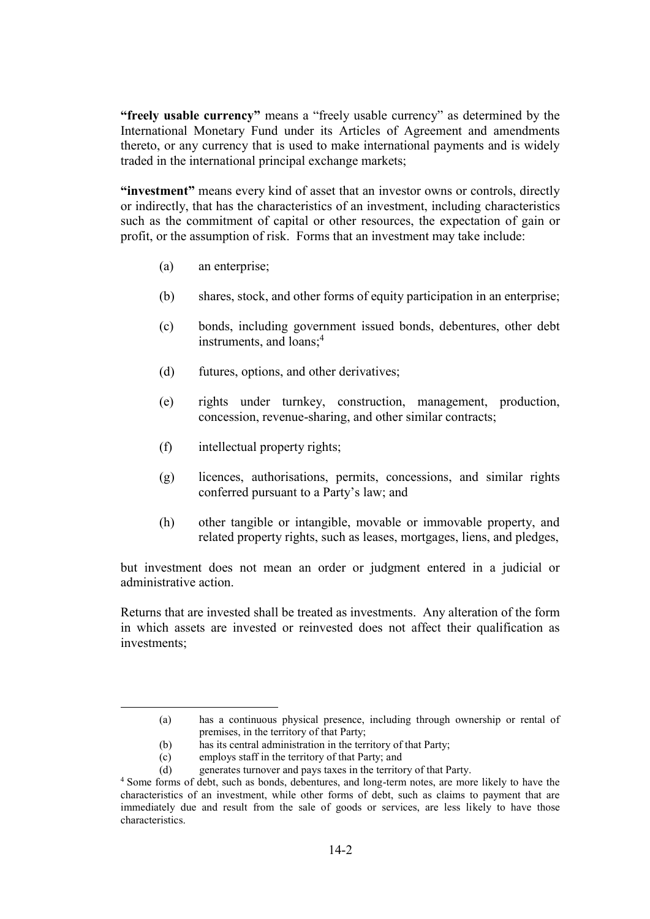**"freely usable currency"** means a "freely usable currency" as determined by the International Monetary Fund under its Articles of Agreement and amendments thereto, or any currency that is used to make international payments and is widely traded in the international principal exchange markets;

**"investment"** means every kind of asset that an investor owns or controls, directly or indirectly, that has the characteristics of an investment, including characteristics such as the commitment of capital or other resources, the expectation of gain or profit, or the assumption of risk. Forms that an investment may take include:

(a) an enterprise;

(b) shares, stock, and other forms of equity participation in an enterprise;

(c) bonds, including government issued bonds, debentures, other debt instruments, and loans;[4]

(d) futures, options, and other derivatives;

(e) rights under turnkey, construction, management, production, concession, revenue-sharing, and other similar contracts;

(f) intellectual property rights;

(g) licences, authorisations, permits, concessions, and similar rights conferred pursuant to a Party's law; and

(h) other tangible or intangible, movable or immovable property, and related property rights, such as leases, mortgages, liens, and pledges,

but investment does not mean an order or judgment entered in a judicial or administrative action.

Returns that are invested shall be treated as investments. Any alteration of the form in which assets are invested or reinvested does not affect their qualification as investments;

---

(a) has a continuous physical presence, including through ownership or rental of premises, in the territory of that Party;

(b) has its central administration in the territory of that Party;

(c) employs staff in the territory of that Party; and

(d) generates turnover and pays taxes in the territory of that Party.

[4] Some forms of debt, such as bonds, debentures, and long-term notes, are more likely to have the characteristics of an investment, while other forms of debt, such as claims to payment that are immediately due and result from the sale of goods or services, are less likely to have those characteristics.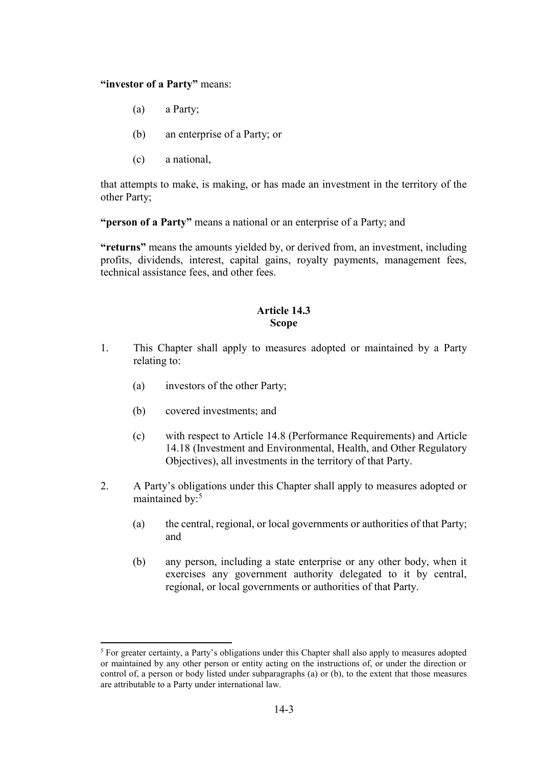**"investor of a Party"** means:

(a) a Party;

(b) an enterprise of a Party; or

(c) a national,

that attempts to make, is making, or has made an investment in the territory of the other Party;

**"person of a Party"** means a national or an enterprise of a Party; and

**"returns"** means the amounts yielded by, or derived from, an investment, including profits, dividends, interest, capital gains, royalty payments, management fees, technical assistance fees, and other fees.

### Article 14.3
### Scope

1. This Chapter shall apply to measures adopted or maintained by a Party relating to:

   (a) investors of the other Party;

   (b) covered investments; and

   (c) with respect to Article 14.8 (Performance Requirements) and Article 14.18 (Investment and Environmental, Health, and Other Regulatory Objectives), all investments in the territory of that Party.

2. A Party's obligations under this Chapter shall apply to measures adopted or maintained by:[5]

   (a) the central, regional, or local governments or authorities of that Party; and

   (b) any person, including a state enterprise or any other body, when it exercises any government authority delegated to it by central, regional, or local governments or authorities of that Party.

---

[5] For greater certainty, a Party's obligations under this Chapter shall also apply to measures adopted or maintained by any other person or entity acting on the instructions of, or under the direction or control of, a person or body listed under subparagraphs (a) or (b), to the extent that those measures are attributable to a Party under international law.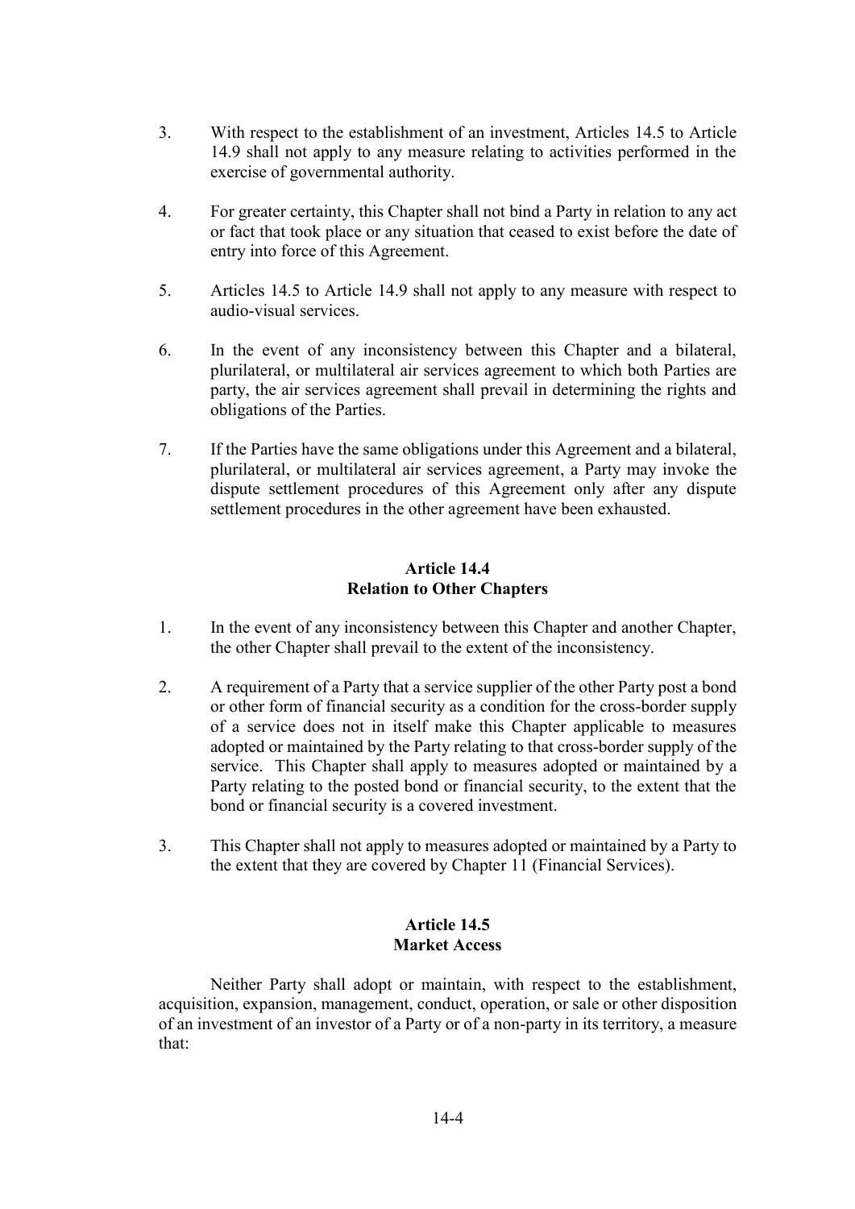3. With respect to the establishment of an investment, Articles 14.5 to Article 14.9 shall not apply to any measure relating to activities performed in the exercise of governmental authority.

4. For greater certainty, this Chapter shall not bind a Party in relation to any act or fact that took place or any situation that ceased to exist before the date of entry into force of this Agreement.

5. Articles 14.5 to Article 14.9 shall not apply to any measure with respect to audio-visual services.

6. In the event of any inconsistency between this Chapter and a bilateral, plurilateral, or multilateral air services agreement to which both Parties are party, the air services agreement shall prevail in determining the rights and obligations of the Parties.

7. If the Parties have the same obligations under this Agreement and a bilateral, plurilateral, or multilateral air services agreement, a Party may invoke the dispute settlement procedures of this Agreement only after any dispute settlement procedures in the other agreement have been exhausted.

## Article 14.4
## Relation to Other Chapters

1. In the event of any inconsistency between this Chapter and another Chapter, the other Chapter shall prevail to the extent of the inconsistency.

2. A requirement of a Party that a service supplier of the other Party post a bond or other form of financial security as a condition for the cross-border supply of a service does not in itself make this Chapter applicable to measures adopted or maintained by the Party relating to that cross-border supply of the service. This Chapter shall apply to measures adopted or maintained by a Party relating to the posted bond or financial security, to the extent that the bond or financial security is a covered investment.

3. This Chapter shall not apply to measures adopted or maintained by a Party to the extent that they are covered by Chapter 11 (Financial Services).

## Article 14.5
## Market Access

Neither Party shall adopt or maintain, with respect to the establishment, acquisition, expansion, management, conduct, operation, or sale or other disposition of an investment of an investor of a Party or of a non-party in its territory, a measure that: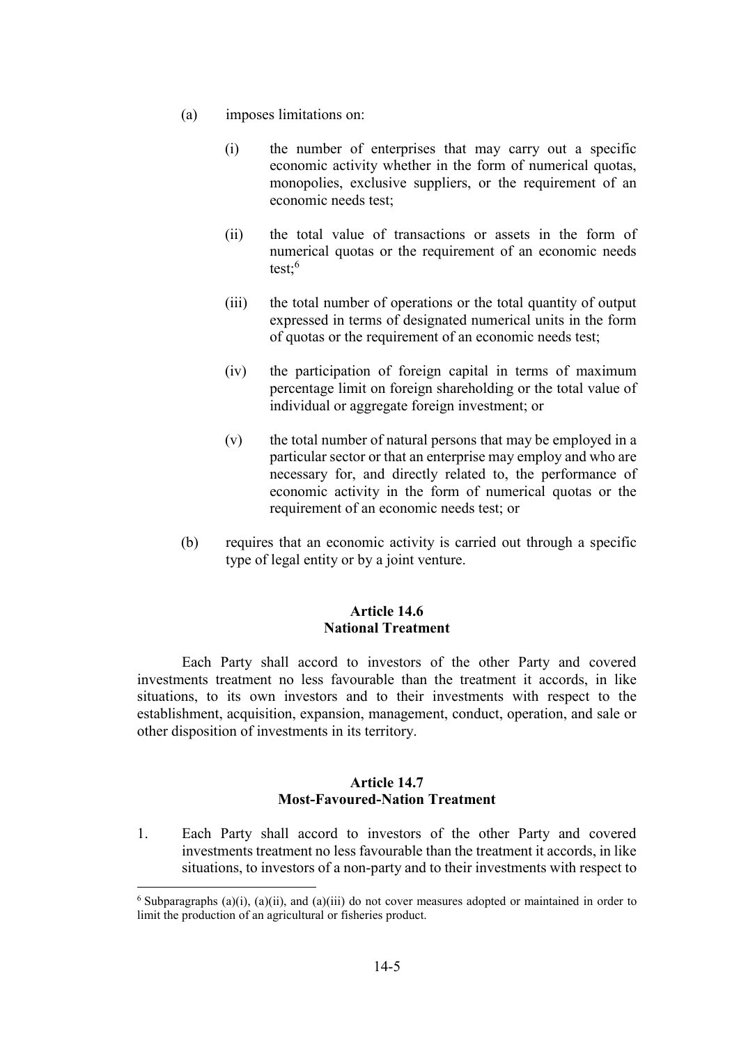(a) imposes limitations on:

   (i) the number of enterprises that may carry out a specific economic activity whether in the form of numerical quotas, monopolies, exclusive suppliers, or the requirement of an economic needs test;

   (ii) the total value of transactions or assets in the form of numerical quotas or the requirement of an economic needs test;[6]

   (iii) the total number of operations or the total quantity of output expressed in terms of designated numerical units in the form of quotas or the requirement of an economic needs test;

   (iv) the participation of foreign capital in terms of maximum percentage limit on foreign shareholding or the total value of individual or aggregate foreign investment; or

   (v) the total number of natural persons that may be employed in a particular sector or that an enterprise may employ and who are necessary for, and directly related to, the performance of economic activity in the form of numerical quotas or the requirement of an economic needs test; or

(b) requires that an economic activity is carried out through a specific type of legal entity or by a joint venture.

### Article 14.6
### National Treatment

Each Party shall accord to investors of the other Party and covered investments treatment no less favourable than the treatment it accords, in like situations, to its own investors and to their investments with respect to the establishment, acquisition, expansion, management, conduct, operation, and sale or other disposition of investments in its territory.

### Article 14.7
### Most-Favoured-Nation Treatment

1. Each Party shall accord to investors of the other Party and covered investments treatment no less favourable than the treatment it accords, in like situations, to investors of a non-party and to their investments with respect to

---

[6] Subparagraphs (a)(i), (a)(ii), and (a)(iii) do not cover measures adopted or maintained in order to limit the production of an agricultural or fisheries product.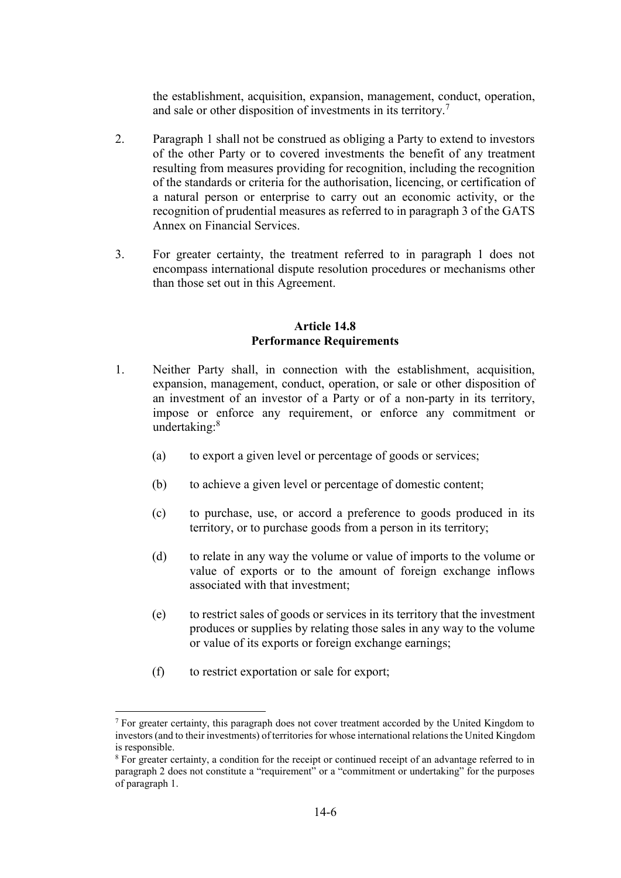the establishment, acquisition, expansion, management, conduct, operation, and sale or other disposition of investments in its territory.[7]

2. Paragraph 1 shall not be construed as obliging a Party to extend to investors of the other Party or to covered investments the benefit of any treatment resulting from measures providing for recognition, including the recognition of the standards or criteria for the authorisation, licencing, or certification of a natural person or enterprise to carry out an economic activity, or the recognition of prudential measures as referred to in paragraph 3 of the GATS Annex on Financial Services.

3. For greater certainty, the treatment referred to in paragraph 1 does not encompass international dispute resolution procedures or mechanisms other than those set out in this Agreement.

**Article 14.8**
**Performance Requirements**

1. Neither Party shall, in connection with the establishment, acquisition, expansion, management, conduct, operation, or sale or other disposition of an investment of an investor of a Party or of a non-party in its territory, impose or enforce any requirement, or enforce any commitment or undertaking:[8]

   (a) to export a given level or percentage of goods or services;

   (b) to achieve a given level or percentage of domestic content;

   (c) to purchase, use, or accord a preference to goods produced in its territory, or to purchase goods from a person in its territory;

   (d) to relate in any way the volume or value of imports to the volume or value of exports or to the amount of foreign exchange inflows associated with that investment;

   (e) to restrict sales of goods or services in its territory that the investment produces or supplies by relating those sales in any way to the volume or value of its exports or foreign exchange earnings;

   (f) to restrict exportation or sale for export;

---

[7] For greater certainty, this paragraph does not cover treatment accorded by the United Kingdom to investors (and to their investments) of territories for whose international relations the United Kingdom is responsible.

[8] For greater certainty, a condition for the receipt or continued receipt of an advantage referred to in paragraph 2 does not constitute a "requirement" or a "commitment or undertaking" for the purposes of paragraph 1.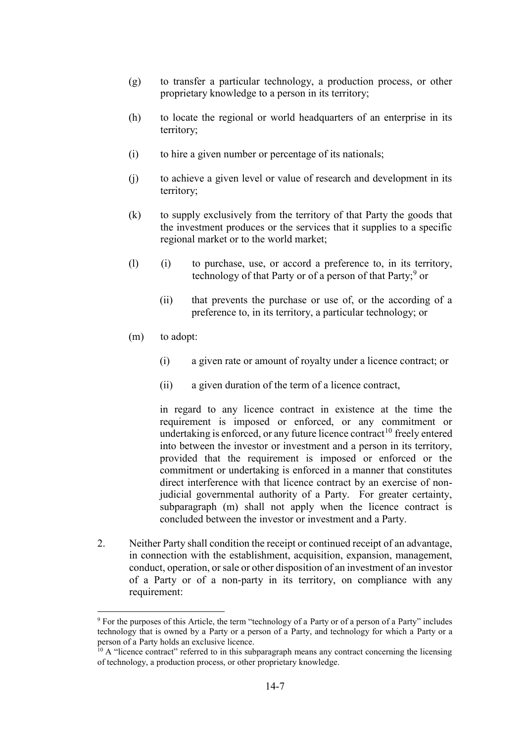(g) to transfer a particular technology, a production process, or other proprietary knowledge to a person in its territory;

(h) to locate the regional or world headquarters of an enterprise in its territory;

(i) to hire a given number or percentage of its nationals;

(j) to achieve a given level or value of research and development in its territory;

(k) to supply exclusively from the territory of that Party the goods that the investment produces or the services that it supplies to a specific regional market or to the world market;

(l) (i) to purchase, use, or accord a preference to, in its territory, technology of that Party or of a person of that Party;[9] or

(ii) that prevents the purchase or use of, or the according of a preference to, in its territory, a particular technology; or

(m) to adopt:

(i) a given rate or amount of royalty under a licence contract; or

(ii) a given duration of the term of a licence contract,

in regard to any licence contract in existence at the time the requirement is imposed or enforced, or any commitment or undertaking is enforced, or any future licence contract[10] freely entered into between the investor or investment and a person in its territory, provided that the requirement is imposed or enforced or the commitment or undertaking is enforced in a manner that constitutes direct interference with that licence contract by an exercise of non-judicial governmental authority of a Party. For greater certainty, subparagraph (m) shall not apply when the licence contract is concluded between the investor or investment and a Party.

2. Neither Party shall condition the receipt or continued receipt of an advantage, in connection with the establishment, acquisition, expansion, management, conduct, operation, or sale or other disposition of an investment of an investor of a Party or of a non-party in its territory, on compliance with any requirement:

---

[9] For the purposes of this Article, the term "technology of a Party or of a person of a Party" includes technology that is owned by a Party or a person of a Party, and technology for which a Party or a person of a Party holds an exclusive licence.

[10] A "licence contract" referred to in this subparagraph means any contract concerning the licensing of technology, a production process, or other proprietary knowledge.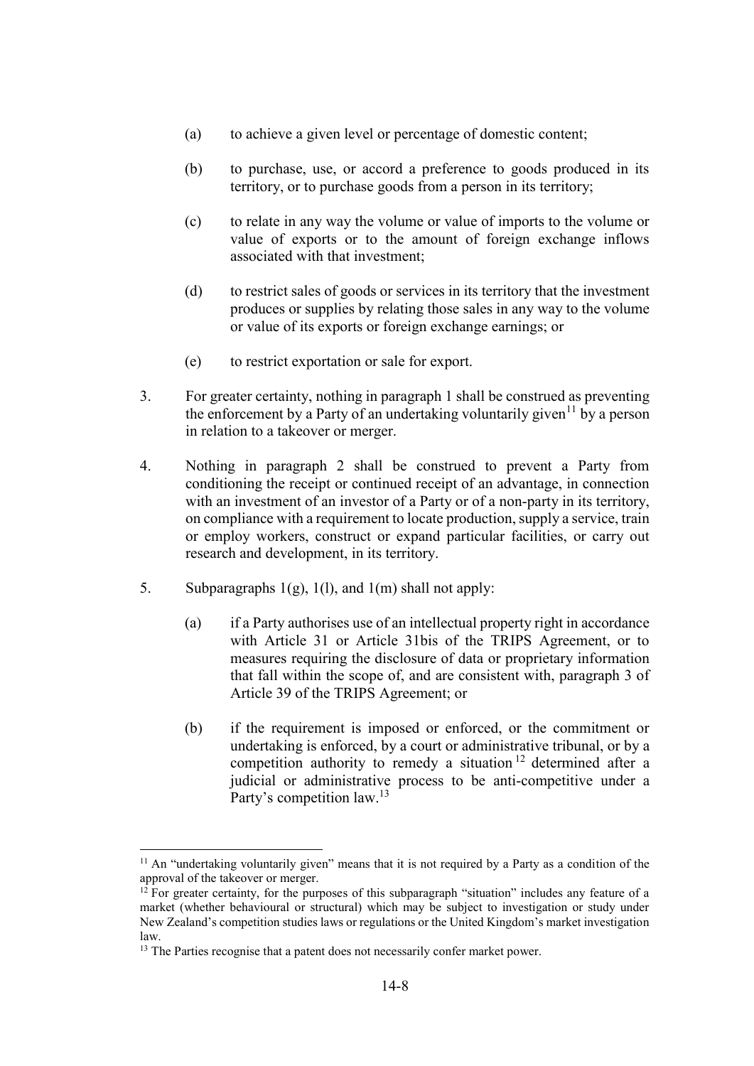(a) to achieve a given level or percentage of domestic content;

(b) to purchase, use, or accord a preference to goods produced in its territory, or to purchase goods from a person in its territory;

(c) to relate in any way the volume or value of imports to the volume or value of exports or to the amount of foreign exchange inflows associated with that investment;

(d) to restrict sales of goods or services in its territory that the investment produces or supplies by relating those sales in any way to the volume or value of its exports or foreign exchange earnings; or

(e) to restrict exportation or sale for export.

3. For greater certainty, nothing in paragraph 1 shall be construed as preventing the enforcement by a Party of an undertaking voluntarily given[11] by a person in relation to a takeover or merger.

4. Nothing in paragraph 2 shall be construed to prevent a Party from conditioning the receipt or continued receipt of an advantage, in connection with an investment of an investor of a Party or of a non-party in its territory, on compliance with a requirement to locate production, supply a service, train or employ workers, construct or expand particular facilities, or carry out research and development, in its territory.

5. Subparagraphs 1(g), 1(l), and 1(m) shall not apply:

(a) if a Party authorises use of an intellectual property right in accordance with Article 31 or Article 31bis of the TRIPS Agreement, or to measures requiring the disclosure of data or proprietary information that fall within the scope of, and are consistent with, paragraph 3 of Article 39 of the TRIPS Agreement; or

(b) if the requirement is imposed or enforced, or the commitment or undertaking is enforced, by a court or administrative tribunal, or by a competition authority to remedy a situation[12] determined after a judicial or administrative process to be anti-competitive under a Party's competition law.[13]

---

[11] An "undertaking voluntarily given" means that it is not required by a Party as a condition of the approval of the takeover or merger.

[12] For greater certainty, for the purposes of this subparagraph "situation" includes any feature of a market (whether behavioural or structural) which may be subject to investigation or study under New Zealand's competition studies laws or regulations or the United Kingdom's market investigation law.

[13] The Parties recognise that a patent does not necessarily confer market power.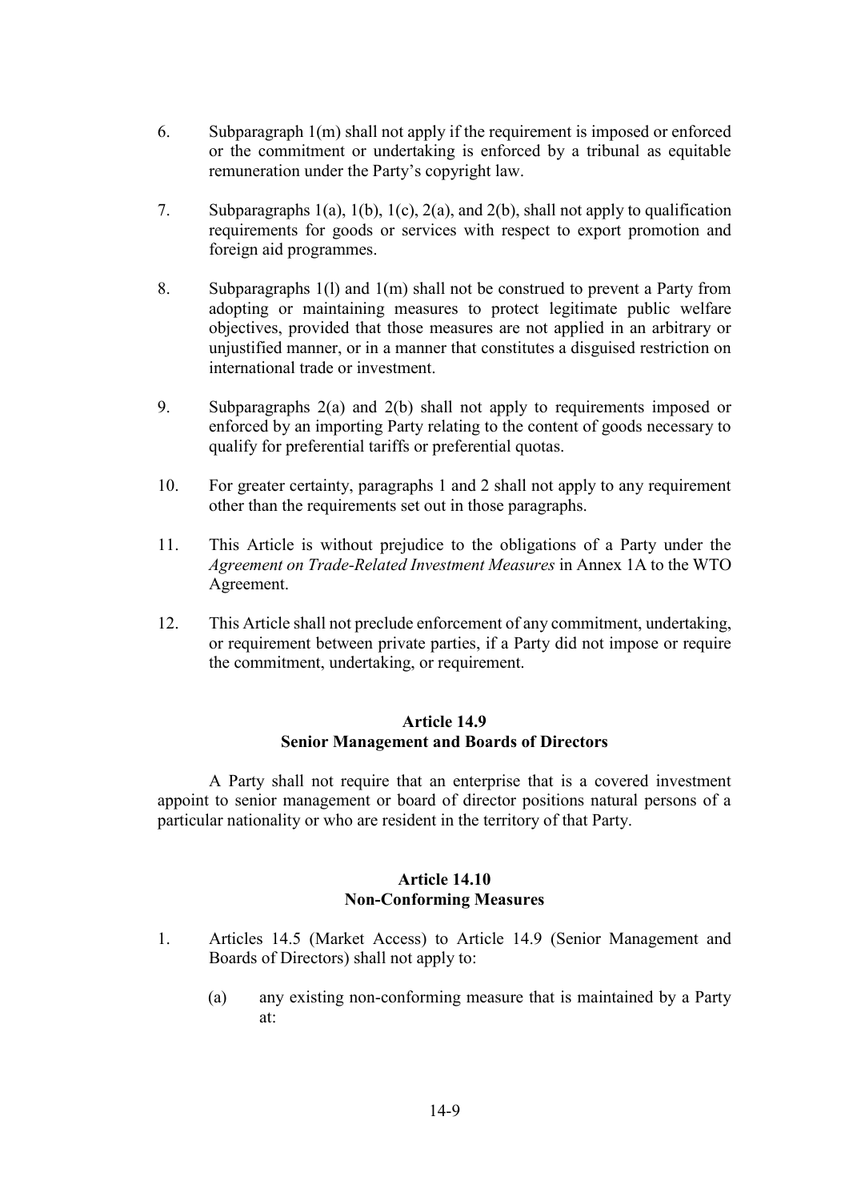6. Subparagraph 1(m) shall not apply if the requirement is imposed or enforced or the commitment or undertaking is enforced by a tribunal as equitable remuneration under the Party's copyright law.

7. Subparagraphs 1(a), 1(b), 1(c), 2(a), and 2(b), shall not apply to qualification requirements for goods or services with respect to export promotion and foreign aid programmes.

8. Subparagraphs 1(l) and 1(m) shall not be construed to prevent a Party from adopting or maintaining measures to protect legitimate public welfare objectives, provided that those measures are not applied in an arbitrary or unjustified manner, or in a manner that constitutes a disguised restriction on international trade or investment.

9. Subparagraphs 2(a) and 2(b) shall not apply to requirements imposed or enforced by an importing Party relating to the content of goods necessary to qualify for preferential tariffs or preferential quotas.

10. For greater certainty, paragraphs 1 and 2 shall not apply to any requirement other than the requirements set out in those paragraphs.

11. This Article is without prejudice to the obligations of a Party under the *Agreement on Trade-Related Investment Measures* in Annex 1A to the WTO Agreement.

12. This Article shall not preclude enforcement of any commitment, undertaking, or requirement between private parties, if a Party did not impose or require the commitment, undertaking, or requirement.

## Article 14.9
## Senior Management and Boards of Directors

A Party shall not require that an enterprise that is a covered investment appoint to senior management or board of director positions natural persons of a particular nationality or who are resident in the territory of that Party.

## Article 14.10
## Non-Conforming Measures

1. Articles 14.5 (Market Access) to Article 14.9 (Senior Management and Boards of Directors) shall not apply to:

   (a) any existing non-conforming measure that is maintained by a Party at: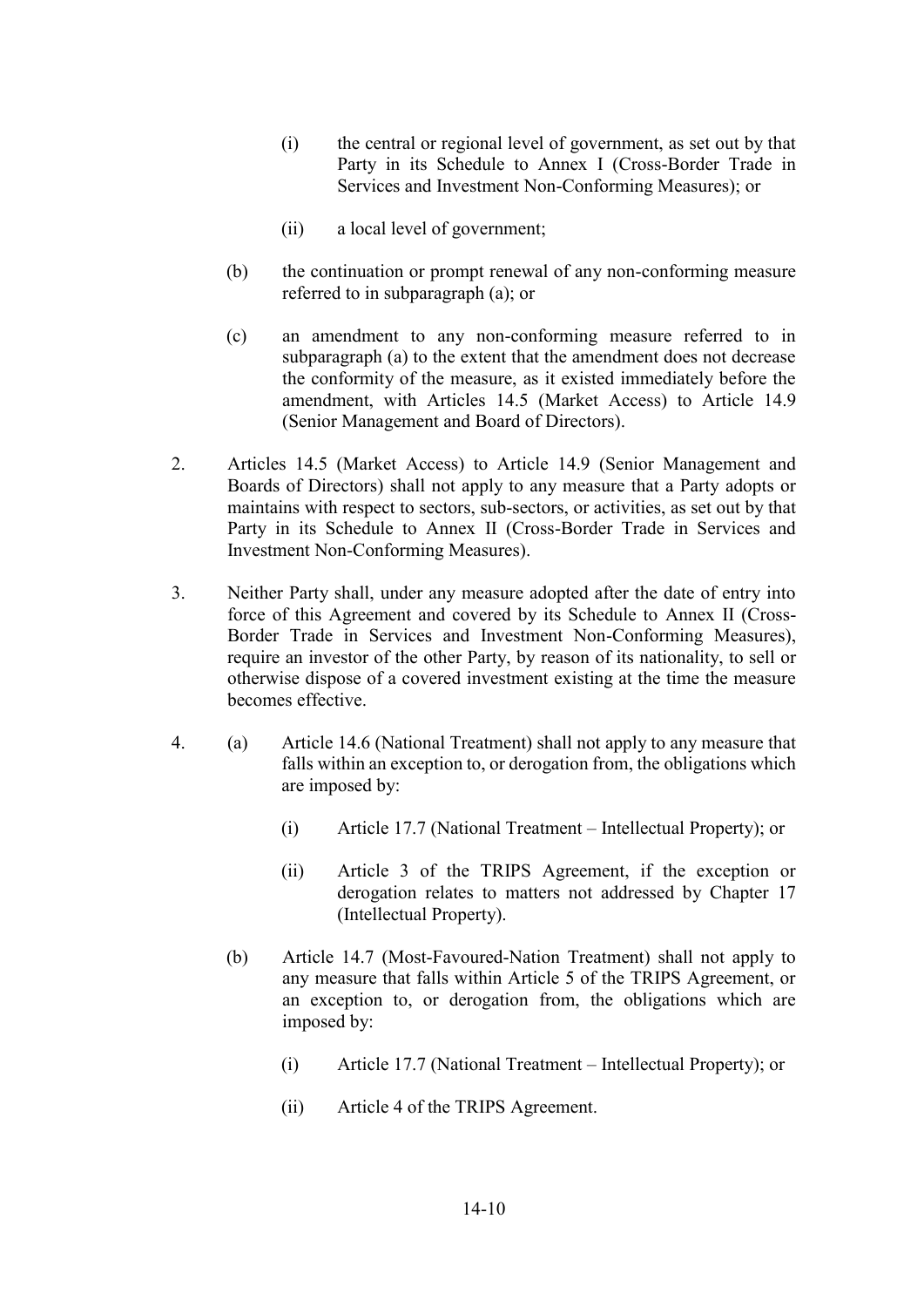(i) the central or regional level of government, as set out by that Party in its Schedule to Annex I (Cross-Border Trade in Services and Investment Non-Conforming Measures); or

(ii) a local level of government;

(b) the continuation or prompt renewal of any non-conforming measure referred to in subparagraph (a); or

(c) an amendment to any non-conforming measure referred to in subparagraph (a) to the extent that the amendment does not decrease the conformity of the measure, as it existed immediately before the amendment, with Articles 14.5 (Market Access) to Article 14.9 (Senior Management and Board of Directors).

2. Articles 14.5 (Market Access) to Article 14.9 (Senior Management and Boards of Directors) shall not apply to any measure that a Party adopts or maintains with respect to sectors, sub-sectors, or activities, as set out by that Party in its Schedule to Annex II (Cross-Border Trade in Services and Investment Non-Conforming Measures).

3. Neither Party shall, under any measure adopted after the date of entry into force of this Agreement and covered by its Schedule to Annex II (Cross-Border Trade in Services and Investment Non-Conforming Measures), require an investor of the other Party, by reason of its nationality, to sell or otherwise dispose of a covered investment existing at the time the measure becomes effective.

4. (a) Article 14.6 (National Treatment) shall not apply to any measure that falls within an exception to, or derogation from, the obligations which are imposed by:

(i) Article 17.7 (National Treatment – Intellectual Property); or

(ii) Article 3 of the TRIPS Agreement, if the exception or derogation relates to matters not addressed by Chapter 17 (Intellectual Property).

(b) Article 14.7 (Most-Favoured-Nation Treatment) shall not apply to any measure that falls within Article 5 of the TRIPS Agreement, or an exception to, or derogation from, the obligations which are imposed by:

(i) Article 17.7 (National Treatment – Intellectual Property); or

(ii) Article 4 of the TRIPS Agreement.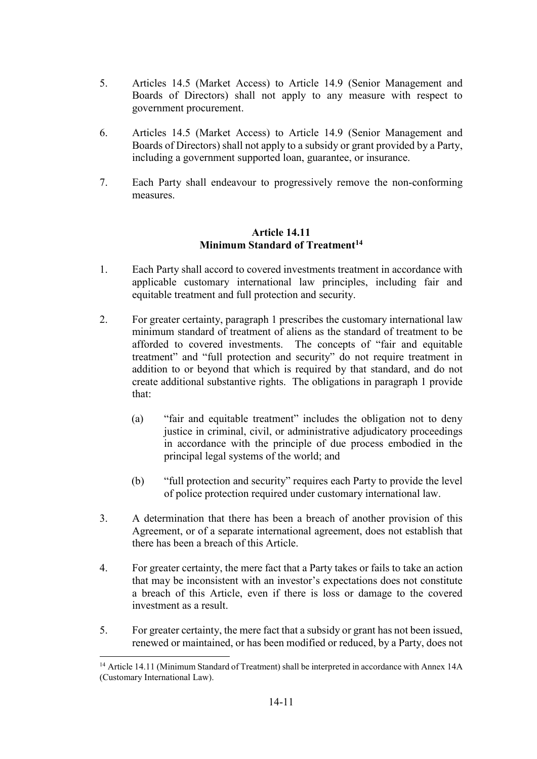5. Articles 14.5 (Market Access) to Article 14.9 (Senior Management and Boards of Directors) shall not apply to any measure with respect to government procurement.

6. Articles 14.5 (Market Access) to Article 14.9 (Senior Management and Boards of Directors) shall not apply to a subsidy or grant provided by a Party, including a government supported loan, guarantee, or insurance.

7. Each Party shall endeavour to progressively remove the non-conforming measures.

### Article 14.11
### Minimum Standard of Treatment[14]

1. Each Party shall accord to covered investments treatment in accordance with applicable customary international law principles, including fair and equitable treatment and full protection and security.

2. For greater certainty, paragraph 1 prescribes the customary international law minimum standard of treatment of aliens as the standard of treatment to be afforded to covered investments. The concepts of "fair and equitable treatment" and "full protection and security" do not require treatment in addition to or beyond that which is required by that standard, and do not create additional substantive rights. The obligations in paragraph 1 provide that:

   (a) "fair and equitable treatment" includes the obligation not to deny justice in criminal, civil, or administrative adjudicatory proceedings in accordance with the principle of due process embodied in the principal legal systems of the world; and

   (b) "full protection and security" requires each Party to provide the level of police protection required under customary international law.

3. A determination that there has been a breach of another provision of this Agreement, or of a separate international agreement, does not establish that there has been a breach of this Article.

4. For greater certainty, the mere fact that a Party takes or fails to take an action that may be inconsistent with an investor's expectations does not constitute a breach of this Article, even if there is loss or damage to the covered investment as a result.

5. For greater certainty, the mere fact that a subsidy or grant has not been issued, renewed or maintained, or has been modified or reduced, by a Party, does not

---

[14] Article 14.11 (Minimum Standard of Treatment) shall be interpreted in accordance with Annex 14A (Customary International Law).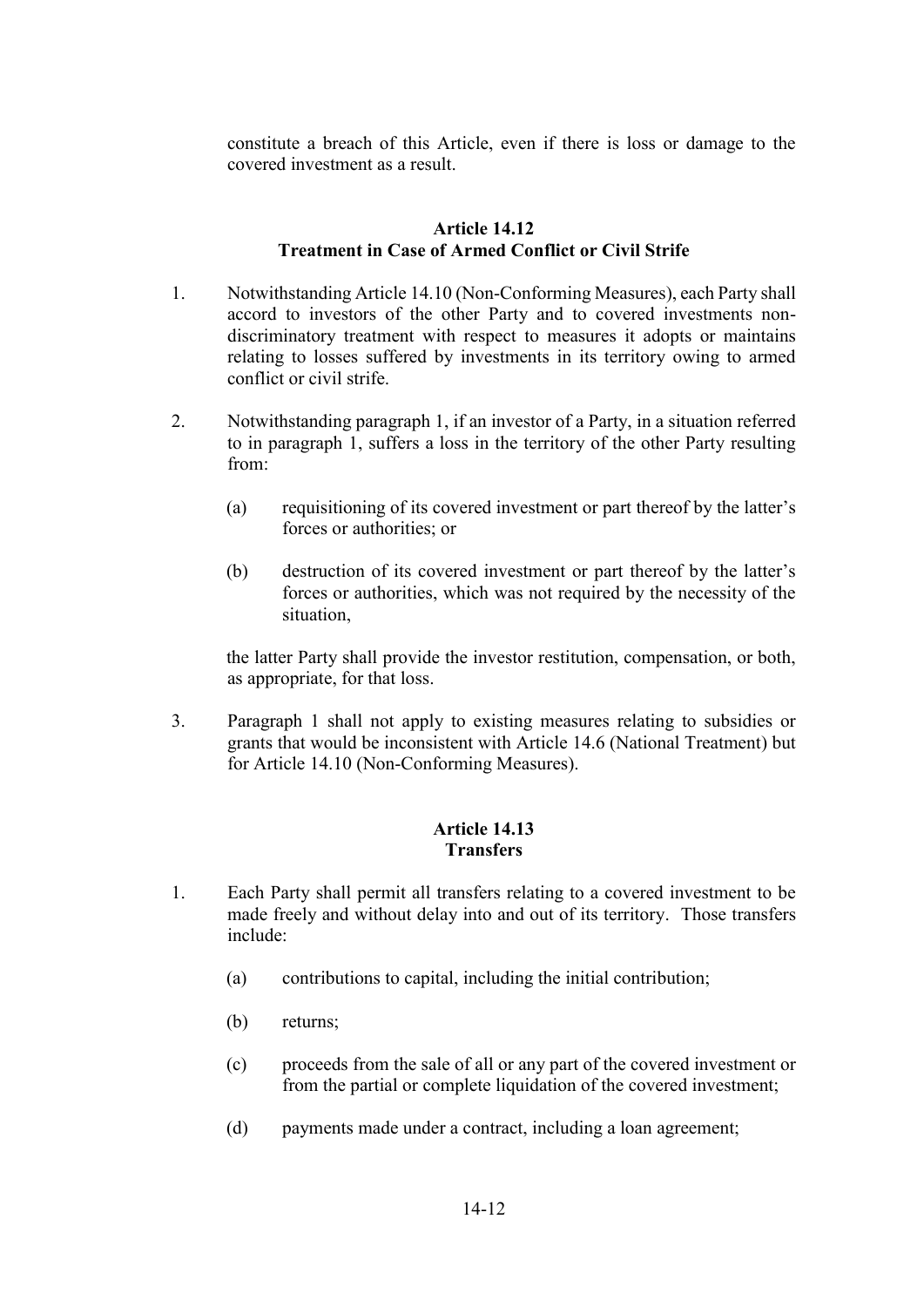constitute a breach of this Article, even if there is loss or damage to the covered investment as a result.

### Article 14.12
### Treatment in Case of Armed Conflict or Civil Strife

1. Notwithstanding Article 14.10 (Non-Conforming Measures), each Party shall accord to investors of the other Party and to covered investments non-discriminatory treatment with respect to measures it adopts or maintains relating to losses suffered by investments in its territory owing to armed conflict or civil strife.

2. Notwithstanding paragraph 1, if an investor of a Party, in a situation referred to in paragraph 1, suffers a loss in the territory of the other Party resulting from:

   (a) requisitioning of its covered investment or part thereof by the latter's forces or authorities; or

   (b) destruction of its covered investment or part thereof by the latter's forces or authorities, which was not required by the necessity of the situation,

   the latter Party shall provide the investor restitution, compensation, or both, as appropriate, for that loss.

3. Paragraph 1 shall not apply to existing measures relating to subsidies or grants that would be inconsistent with Article 14.6 (National Treatment) but for Article 14.10 (Non-Conforming Measures).

### Article 14.13
### Transfers

1. Each Party shall permit all transfers relating to a covered investment to be made freely and without delay into and out of its territory. Those transfers include:

   (a) contributions to capital, including the initial contribution;

   (b) returns;

   (c) proceeds from the sale of all or any part of the covered investment or from the partial or complete liquidation of the covered investment;

   (d) payments made under a contract, including a loan agreement;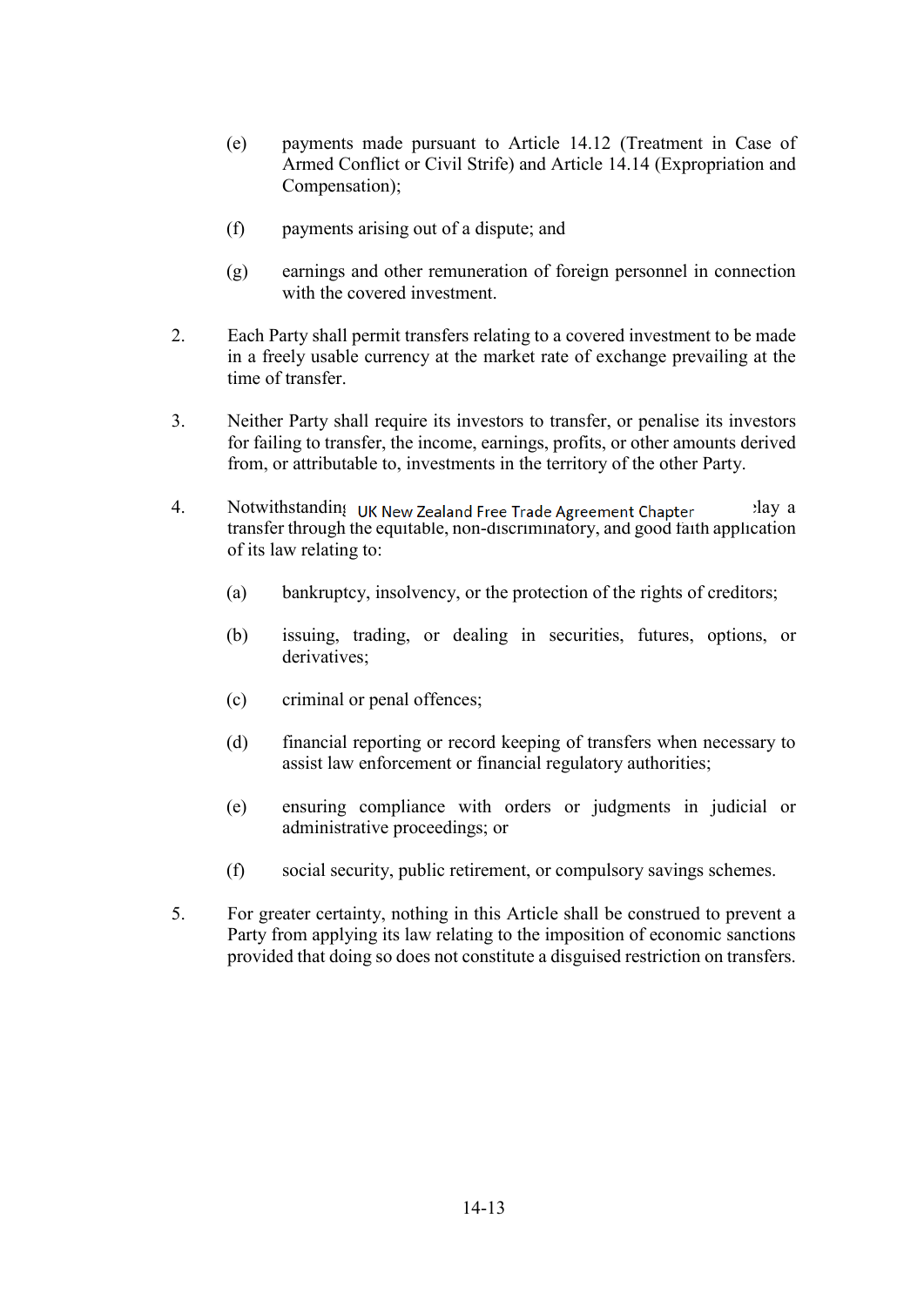(e) payments made pursuant to Article 14.12 (Treatment in Case of Armed Conflict or Civil Strife) and Article 14.14 (Expropriation and Compensation);

(f) payments arising out of a dispute; and

(g) earnings and other remuneration of foreign personnel in connection with the covered investment.

2. Each Party shall permit transfers relating to a covered investment to be made in a freely usable currency at the market rate of exchange prevailing at the time of transfer.

3. Neither Party shall require its investors to transfer, or penalise its investors for failing to transfer, the income, earnings, profits, or other amounts derived from, or attributable to, investments in the territory of the other Party.

4. Notwithstanding ... delay a transfer through the equitable, non-discriminatory, and good faith application of its law relating to:

   (a) bankruptcy, insolvency, or the protection of the rights of creditors;

   (b) issuing, trading, or dealing in securities, futures, options, or derivatives;

   (c) criminal or penal offences;

   (d) financial reporting or record keeping of transfers when necessary to assist law enforcement or financial regulatory authorities;

   (e) ensuring compliance with orders or judgments in judicial or administrative proceedings; or

   (f) social security, public retirement, or compulsory savings schemes.

5. For greater certainty, nothing in this Article shall be construed to prevent a Party from applying its law relating to the imposition of economic sanctions provided that doing so does not constitute a disguised restriction on transfers.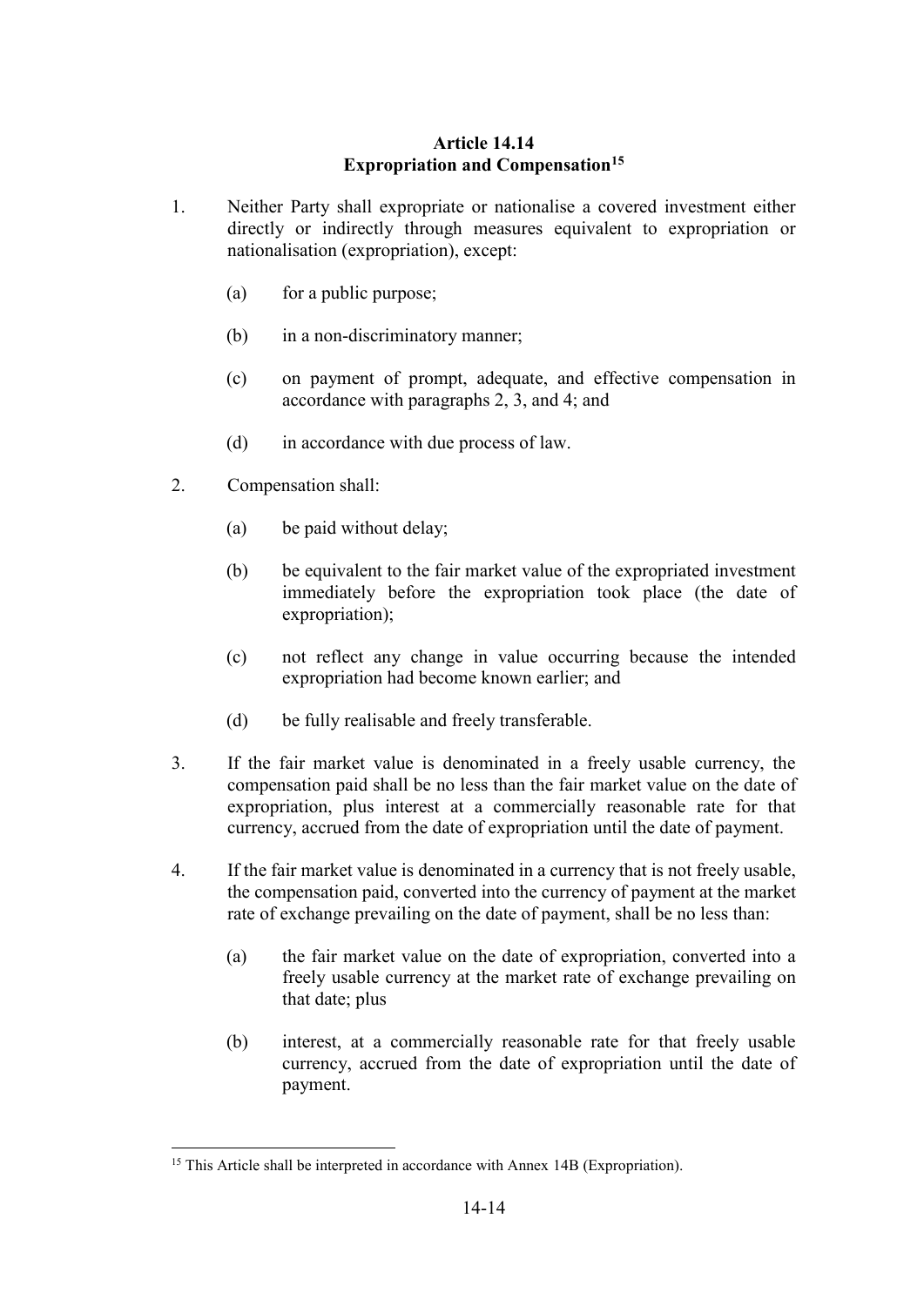## Article 14.14
## Expropriation and Compensation[15]

1. Neither Party shall expropriate or nationalise a covered investment either directly or indirectly through measures equivalent to expropriation or nationalisation (expropriation), except:

    (a) for a public purpose;

    (b) in a non-discriminatory manner;

    (c) on payment of prompt, adequate, and effective compensation in accordance with paragraphs 2, 3, and 4; and

    (d) in accordance with due process of law.

2. Compensation shall:

    (a) be paid without delay;

    (b) be equivalent to the fair market value of the expropriated investment immediately before the expropriation took place (the date of expropriation);

    (c) not reflect any change in value occurring because the intended expropriation had become known earlier; and

    (d) be fully realisable and freely transferable.

3. If the fair market value is denominated in a freely usable currency, the compensation paid shall be no less than the fair market value on the date of expropriation, plus interest at a commercially reasonable rate for that currency, accrued from the date of expropriation until the date of payment.

4. If the fair market value is denominated in a currency that is not freely usable, the compensation paid, converted into the currency of payment at the market rate of exchange prevailing on the date of payment, shall be no less than:

    (a) the fair market value on the date of expropriation, converted into a freely usable currency at the market rate of exchange prevailing on that date; plus

    (b) interest, at a commercially reasonable rate for that freely usable currency, accrued from the date of expropriation until the date of payment.

---

[15] This Article shall be interpreted in accordance with Annex 14B (Expropriation).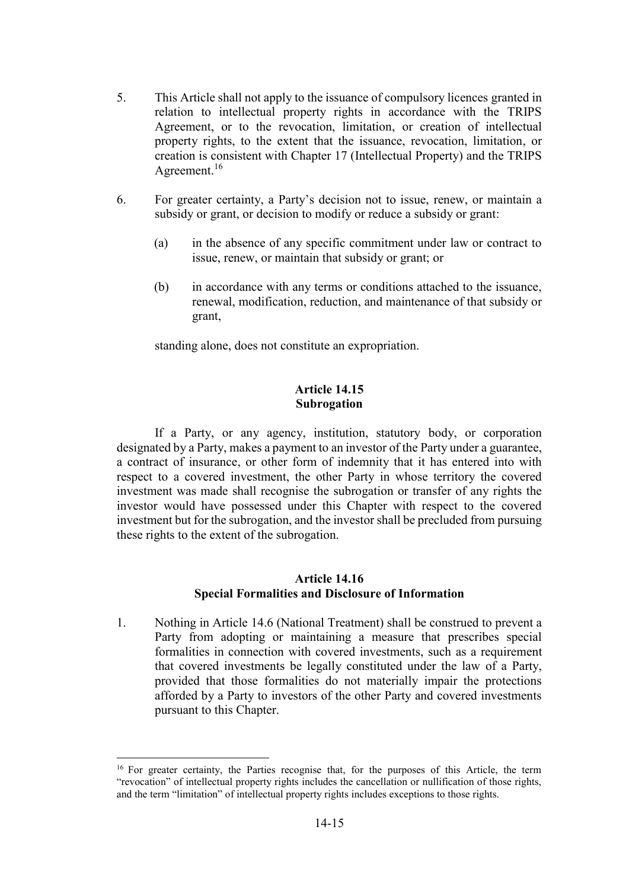5. This Article shall not apply to the issuance of compulsory licences granted in relation to intellectual property rights in accordance with the TRIPS Agreement, or to the revocation, limitation, or creation of intellectual property rights, to the extent that the issuance, revocation, limitation, or creation is consistent with Chapter 17 (Intellectual Property) and the TRIPS Agreement.[16]

6. For greater certainty, a Party's decision not to issue, renew, or maintain a subsidy or grant, or decision to modify or reduce a subsidy or grant:

   (a) in the absence of any specific commitment under law or contract to issue, renew, or maintain that subsidy or grant; or

   (b) in accordance with any terms or conditions attached to the issuance, renewal, modification, reduction, and maintenance of that subsidy or grant,

   standing alone, does not constitute an expropriation.

**Article 14.15**
**Subrogation**

If a Party, or any agency, institution, statutory body, or corporation designated by a Party, makes a payment to an investor of the Party under a guarantee, a contract of insurance, or other form of indemnity that it has entered into with respect to a covered investment, the other Party in whose territory the covered investment was made shall recognise the subrogation or transfer of any rights the investor would have possessed under this Chapter with respect to the covered investment but for the subrogation, and the investor shall be precluded from pursuing these rights to the extent of the subrogation.

**Article 14.16**
**Special Formalities and Disclosure of Information**

1. Nothing in Article 14.6 (National Treatment) shall be construed to prevent a Party from adopting or maintaining a measure that prescribes special formalities in connection with covered investments, such as a requirement that covered investments be legally constituted under the law of a Party, provided that those formalities do not materially impair the protections afforded by a Party to investors of the other Party and covered investments pursuant to this Chapter.

---

[16] For greater certainty, the Parties recognise that, for the purposes of this Article, the term "revocation" of intellectual property rights includes the cancellation or nullification of those rights, and the term "limitation" of intellectual property rights includes exceptions to those rights.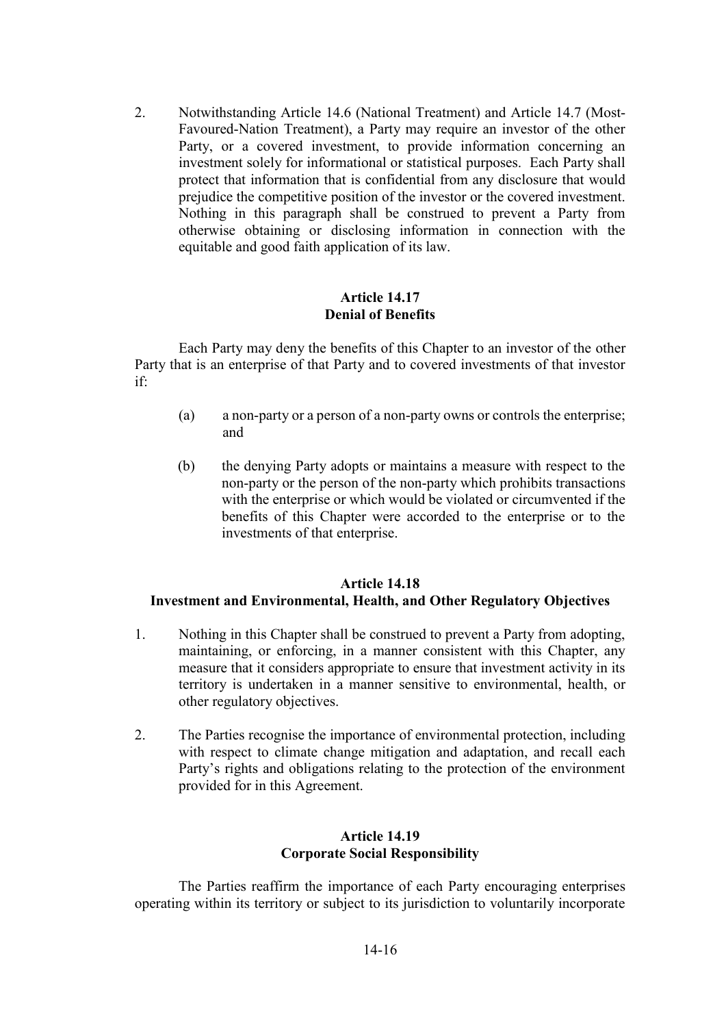2. Notwithstanding Article 14.6 (National Treatment) and Article 14.7 (Most-Favoured-Nation Treatment), a Party may require an investor of the other Party, or a covered investment, to provide information concerning an investment solely for informational or statistical purposes. Each Party shall protect that information that is confidential from any disclosure that would prejudice the competitive position of the investor or the covered investment. Nothing in this paragraph shall be construed to prevent a Party from otherwise obtaining or disclosing information in connection with the equitable and good faith application of its law.

**Article 14.17**
**Denial of Benefits**

Each Party may deny the benefits of this Chapter to an investor of the other Party that is an enterprise of that Party and to covered investments of that investor if:

(a) a non-party or a person of a non-party owns or controls the enterprise; and

(b) the denying Party adopts or maintains a measure with respect to the non-party or the person of the non-party which prohibits transactions with the enterprise or which would be violated or circumvented if the benefits of this Chapter were accorded to the enterprise or to the investments of that enterprise.

**Article 14.18**
**Investment and Environmental, Health, and Other Regulatory Objectives**

1. Nothing in this Chapter shall be construed to prevent a Party from adopting, maintaining, or enforcing, in a manner consistent with this Chapter, any measure that it considers appropriate to ensure that investment activity in its territory is undertaken in a manner sensitive to environmental, health, or other regulatory objectives.

2. The Parties recognise the importance of environmental protection, including with respect to climate change mitigation and adaptation, and recall each Party's rights and obligations relating to the protection of the environment provided for in this Agreement.

**Article 14.19**
**Corporate Social Responsibility**

The Parties reaffirm the importance of each Party encouraging enterprises operating within its territory or subject to its jurisdiction to voluntarily incorporate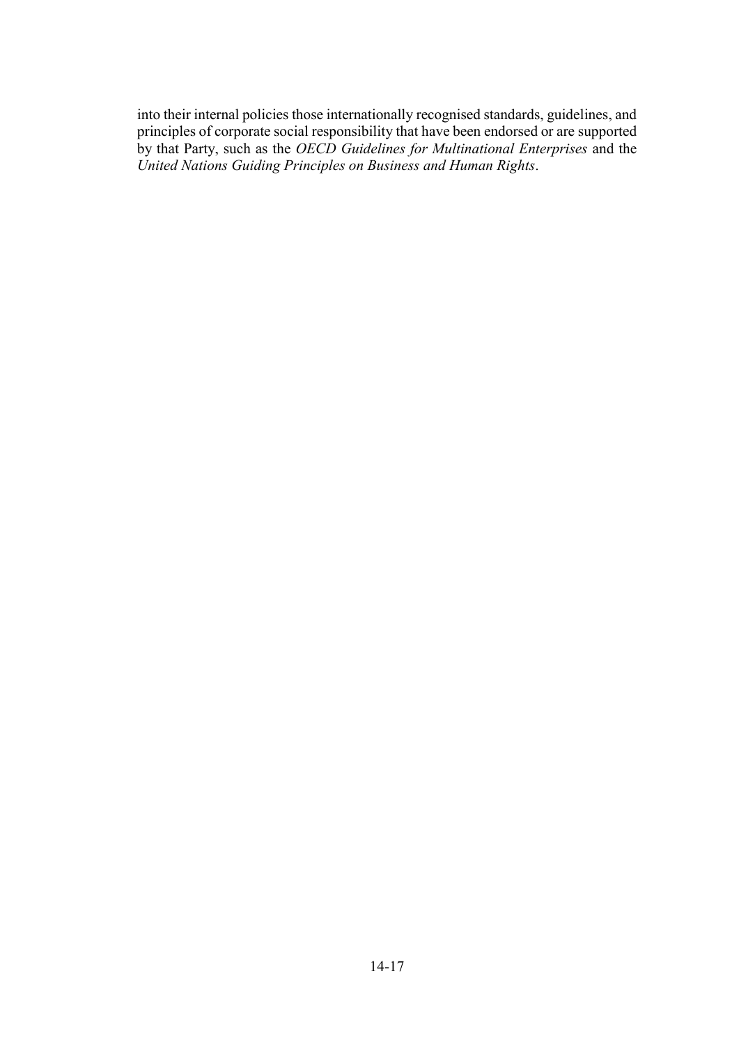into their internal policies those internationally recognised standards, guidelines, and principles of corporate social responsibility that have been endorsed or are supported by that Party, such as the *OECD Guidelines for Multinational Enterprises* and the *United Nations Guiding Principles on Business and Human Rights*.